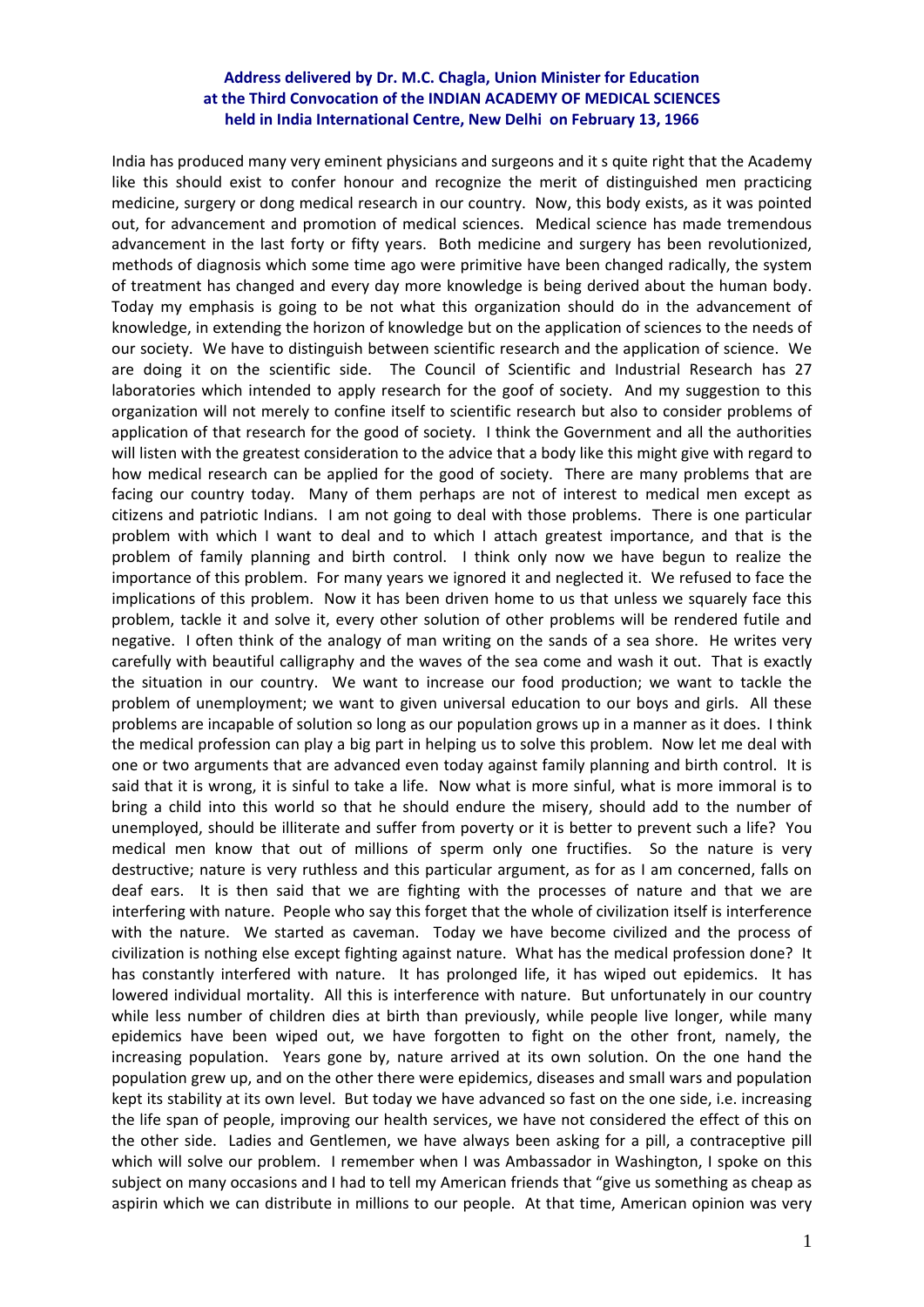**Address delivered by Dr. M.C. Chagla, Union Minister for Education at the Third Convocation of the INDIAN ACADEMY OF MEDICAL SCIENCES held in India International Centre, New Delhi on February 13, 1966**

India has produced many very eminent physicians and surgeons and it s quite right that the Academy like this should exist to confer honour and recognize the merit of distinguished men practicing medicine, surgery or dong medical research in our country. Now, this body exists, as it was pointed out, for advancement and promotion of medical sciences. Medical science has made tremendous advancement in the last forty or fifty years. Both medicine and surgery has been revolutionized, methods of diagnosis which some time ago were primitive have been changed radically, the system of treatment has changed and every day more knowledge is being derived about the human body. Today my emphasis is going to be not what this organization should do in the advancement of knowledge, in extending the horizon of knowledge but on the application of sciences to the needs of our society. We have to distinguish between scientific research and the application of science. We are doing it on the scientific side. The Council of Scientific and Industrial Research has 27 laboratories which intended to apply research for the goof of society. And my suggestion to this organization will not merely to confine itself to scientific research but also to consider problems of application of that research for the good of society. I think the Government and all the authorities will listen with the greatest consideration to the advice that a body like this might give with regard to how medical research can be applied for the good of society. There are many problems that are facing our country today. Many of them perhaps are not of interest to medical men except as citizens and patriotic Indians. I am not going to deal with those problems. There is one particular problem with which I want to deal and to which I attach greatest importance, and that is the problem of family planning and birth control. I think only now we have begun to realize the importance of this problem. For many years we ignored it and neglected it. We refused to face the implications of this problem. Now it has been driven home to us that unless we squarely face this problem, tackle it and solve it, every other solution of other problems will be rendered futile and negative. I often think of the analogy of man writing on the sands of a sea shore. He writes very carefully with beautiful calligraphy and the waves of the sea come and wash it out. That is exactly the situation in our country. We want to increase our food production; we want to tackle the problem of unemployment; we want to given universal education to our boys and girls. All these problems are incapable of solution so long as our population grows up in a manner as it does. I think the medical profession can play a big part in helping us to solve this problem. Now let me deal with one or two arguments that are advanced even today against family planning and birth control. It is said that it is wrong, it is sinful to take a life. Now what is more sinful, what is more immoral is to bring a child into this world so that he should endure the misery, should add to the number of unemployed, should be illiterate and suffer from poverty or it is better to prevent such a life? You medical men know that out of millions of sperm only one fructifies. So the nature is very destructive; nature is very ruthless and this particular argument, as for as I am concerned, falls on deaf ears. It is then said that we are fighting with the processes of nature and that we are interfering with nature. People who say this forget that the whole of civilization itself is interference with the nature. We started as caveman. Today we have become civilized and the process of civilization is nothing else except fighting against nature. What has the medical profession done? It has constantly interfered with nature. It has prolonged life, it has wiped out epidemics. It has lowered individual mortality. All this is interference with nature. But unfortunately in our country while less number of children dies at birth than previously, while people live longer, while many epidemics have been wiped out, we have forgotten to fight on the other front, namely, the increasing population. Years gone by, nature arrived at its own solution. On the one hand the population grew up, and on the other there were epidemics, diseases and small wars and population kept its stability at its own level. But today we have advanced so fast on the one side, i.e. increasing the life span of people, improving our health services, we have not considered the effect of this on the other side. Ladies and Gentlemen, we have always been asking for a pill, a contraceptive pill which will solve our problem. I remember when I was Ambassador in Washington, I spoke on this subject on many occasions and I had to tell my American friends that "give us something as cheap as aspirin which we can distribute in millions to our people. At that time, American opinion was very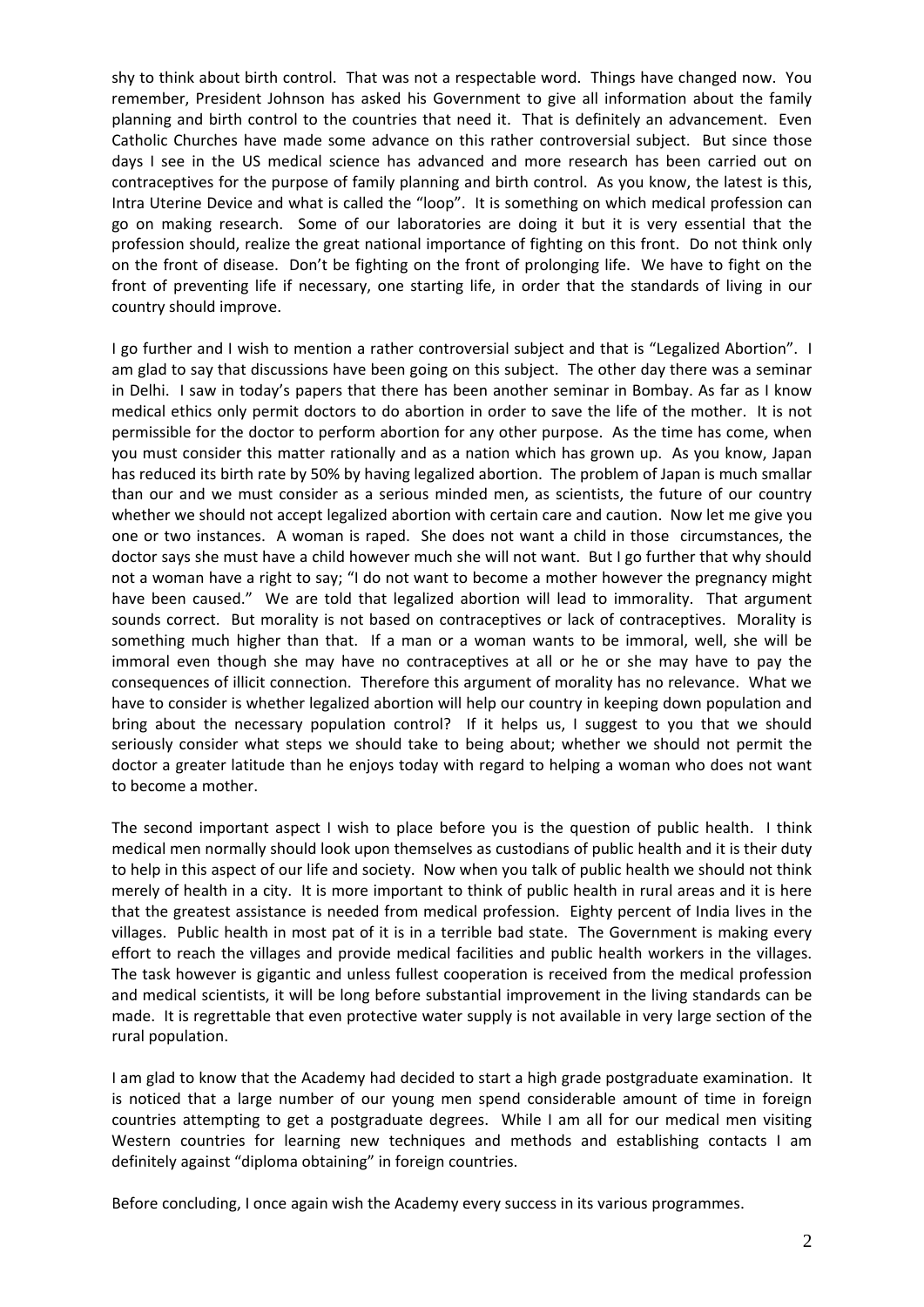shy to think about birth control. That was not a respectable word. Things have changed now. You remember, President Johnson has asked his Government to give all information about the family planning and birth control to the countries that need it. That is definitely an advancement. Even Catholic Churches have made some advance on this rather controversial subject. But since those days I see in the US medical science has advanced and more research has been carried out on contraceptives for the purpose of family planning and birth control. As you know, the latest is this, Intra Uterine Device and what is called the "loop". It is something on which medical profession can go on making research. Some of our laboratories are doing it but it is very essential that the profession should, realize the great national importance of fighting on this front. Do not think only on the front of disease. Don't be fighting on the front of prolonging life. We have to fight on the front of preventing life if necessary, one starting life, in order that the standards of living in our country should improve.

I go further and I wish to mention a rather controversial subject and that is "Legalized Abortion". I am glad to say that discussions have been going on this subject. The other day there was a seminar in Delhi. I saw in today's papers that there has been another seminar in Bombay. As far as I know medical ethics only permit doctors to do abortion in order to save the life of the mother. It is not permissible for the doctor to perform abortion for any other purpose. As the time has come, when you must consider this matter rationally and as a nation which has grown up. As you know, Japan has reduced its birth rate by 50% by having legalized abortion. The problem of Japan is much smallar than our and we must consider as a serious minded men, as scientists, the future of our country whether we should not accept legalized abortion with certain care and caution. Now let me give you one or two instances. A woman is raped. She does not want a child in those circumstances, the doctor says she must have a child however much she will not want. But I go further that why should not a woman have a right to say; "I do not want to become a mother however the pregnancy might have been caused." We are told that legalized abortion will lead to immorality. That argument sounds correct. But morality is not based on contraceptives or lack of contraceptives. Morality is something much higher than that. If a man or a woman wants to be immoral, well, she will be immoral even though she may have no contraceptives at all or he or she may have to pay the consequences of illicit connection. Therefore this argument of morality has no relevance. What we have to consider is whether legalized abortion will help our country in keeping down population and bring about the necessary population control? If it helps us, I suggest to you that we should seriously consider what steps we should take to being about; whether we should not permit the doctor a greater latitude than he enjoys today with regard to helping a woman who does not want to become a mother.

The second important aspect I wish to place before you is the question of public health. I think medical men normally should look upon themselves as custodians of public health and it is their duty to help in this aspect of our life and society. Now when you talk of public health we should not think merely of health in a city. It is more important to think of public health in rural areas and it is here that the greatest assistance is needed from medical profession. Eighty percent of India lives in the villages. Public health in most pat of it is in a terrible bad state. The Government is making every effort to reach the villages and provide medical facilities and public health workers in the villages. The task however is gigantic and unless fullest cooperation is received from the medical profession and medical scientists, it will be long before substantial improvement in the living standards can be made. It is regrettable that even protective water supply is not available in very large section of the rural population.

I am glad to know that the Academy had decided to start a high grade postgraduate examination. It is noticed that a large number of our young men spend considerable amount of time in foreign countries attempting to get a postgraduate degrees. While I am all for our medical men visiting Western countries for learning new techniques and methods and establishing contacts I am definitely against "diploma obtaining" in foreign countries.

Before concluding, I once again wish the Academy every success in its various programmes.